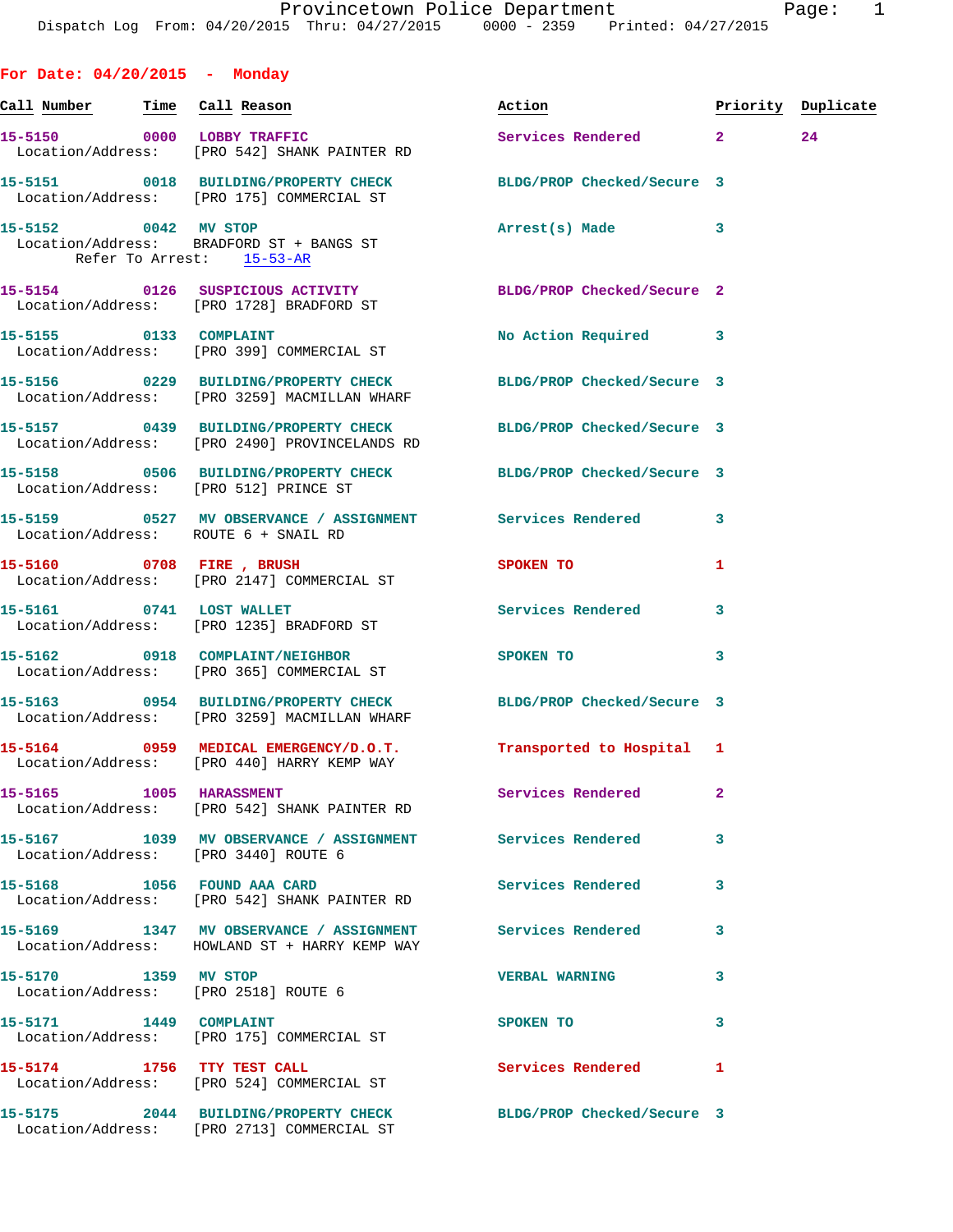Provincetown Police Department
Dispatch Log From: 04/20/2015 Thru: 04/27/2015 0000 - 2359 Printed: 04/27/2015

**For Date: 04/20/2015 - Monday**

| Call Number | Time | Call Reason | Action | Priority | Duplicate |
|---|---|---|---|---|---|
| 15-5150 | 0000 | LOBBY TRAFFIC | Services Rendered | 2 | 24 |
| Location/Address: | | [PRO 542] SHANK PAINTER RD | | | |
| 15-5151 | 0018 | BUILDING/PROPERTY CHECK | BLDG/PROP Checked/Secure | 3 | |
| Location/Address: | | [PRO 175] COMMERCIAL ST | | | |
| 15-5152 | 0042 | MV STOP | Arrest(s) Made | 3 | |
| Location/Address: | | BRADFORD ST + BANGS ST | | | |
| Refer To Arrest: | | 15-53-AR | | | |
| 15-5154 | 0126 | SUSPICIOUS ACTIVITY | BLDG/PROP Checked/Secure | 2 | |
| Location/Address: | | [PRO 1728] BRADFORD ST | | | |
| 15-5155 | 0133 | COMPLAINT | No Action Required | 3 | |
| Location/Address: | | [PRO 399] COMMERCIAL ST | | | |
| 15-5156 | 0229 | BUILDING/PROPERTY CHECK | BLDG/PROP Checked/Secure | 3 | |
| Location/Address: | | [PRO 3259] MACMILLAN WHARF | | | |
| 15-5157 | 0439 | BUILDING/PROPERTY CHECK | BLDG/PROP Checked/Secure | 3 | |
| Location/Address: | | [PRO 2490] PROVINCELANDS RD | | | |
| 15-5158 | 0506 | BUILDING/PROPERTY CHECK | BLDG/PROP Checked/Secure | 3 | |
| Location/Address: | | [PRO 512] PRINCE ST | | | |
| 15-5159 | 0527 | MV OBSERVANCE / ASSIGNMENT | Services Rendered | 3 | |
| Location/Address: | | ROUTE 6 + SNAIL RD | | | |
| 15-5160 | 0708 | FIRE , BRUSH | SPOKEN TO | 1 | |
| Location/Address: | | [PRO 2147] COMMERCIAL ST | | | |
| 15-5161 | 0741 | LOST WALLET | Services Rendered | 3 | |
| Location/Address: | | [PRO 1235] BRADFORD ST | | | |
| 15-5162 | 0918 | COMPLAINT/NEIGHBOR | SPOKEN TO | 3 | |
| Location/Address: | | [PRO 365] COMMERCIAL ST | | | |
| 15-5163 | 0954 | BUILDING/PROPERTY CHECK | BLDG/PROP Checked/Secure | 3 | |
| Location/Address: | | [PRO 3259] MACMILLAN WHARF | | | |
| 15-5164 | 0959 | MEDICAL EMERGENCY/D.O.T. | Transported to Hospital | 1 | |
| Location/Address: | | [PRO 440] HARRY KEMP WAY | | | |
| 15-5165 | 1005 | HARASSMENT | Services Rendered | 2 | |
| Location/Address: | | [PRO 542] SHANK PAINTER RD | | | |
| 15-5167 | 1039 | MV OBSERVANCE / ASSIGNMENT | Services Rendered | 3 | |
| Location/Address: | | [PRO 3440] ROUTE 6 | | | |
| 15-5168 | 1056 | FOUND AAA CARD | Services Rendered | 3 | |
| Location/Address: | | [PRO 542] SHANK PAINTER RD | | | |
| 15-5169 | 1347 | MV OBSERVANCE / ASSIGNMENT | Services Rendered | 3 | |
| Location/Address: | | HOWLAND ST + HARRY KEMP WAY | | | |
| 15-5170 | 1359 | MV STOP | VERBAL WARNING | 3 | |
| Location/Address: | | [PRO 2518] ROUTE 6 | | | |
| 15-5171 | 1449 | COMPLAINT | SPOKEN TO | 3 | |
| Location/Address: | | [PRO 175] COMMERCIAL ST | | | |
| 15-5174 | 1756 | TTY TEST CALL | Services Rendered | 1 | |
| Location/Address: | | [PRO 524] COMMERCIAL ST | | | |
| 15-5175 | 2044 | BUILDING/PROPERTY CHECK | BLDG/PROP Checked/Secure | 3 | |
| Location/Address: | | [PRO 2713] COMMERCIAL ST | | | |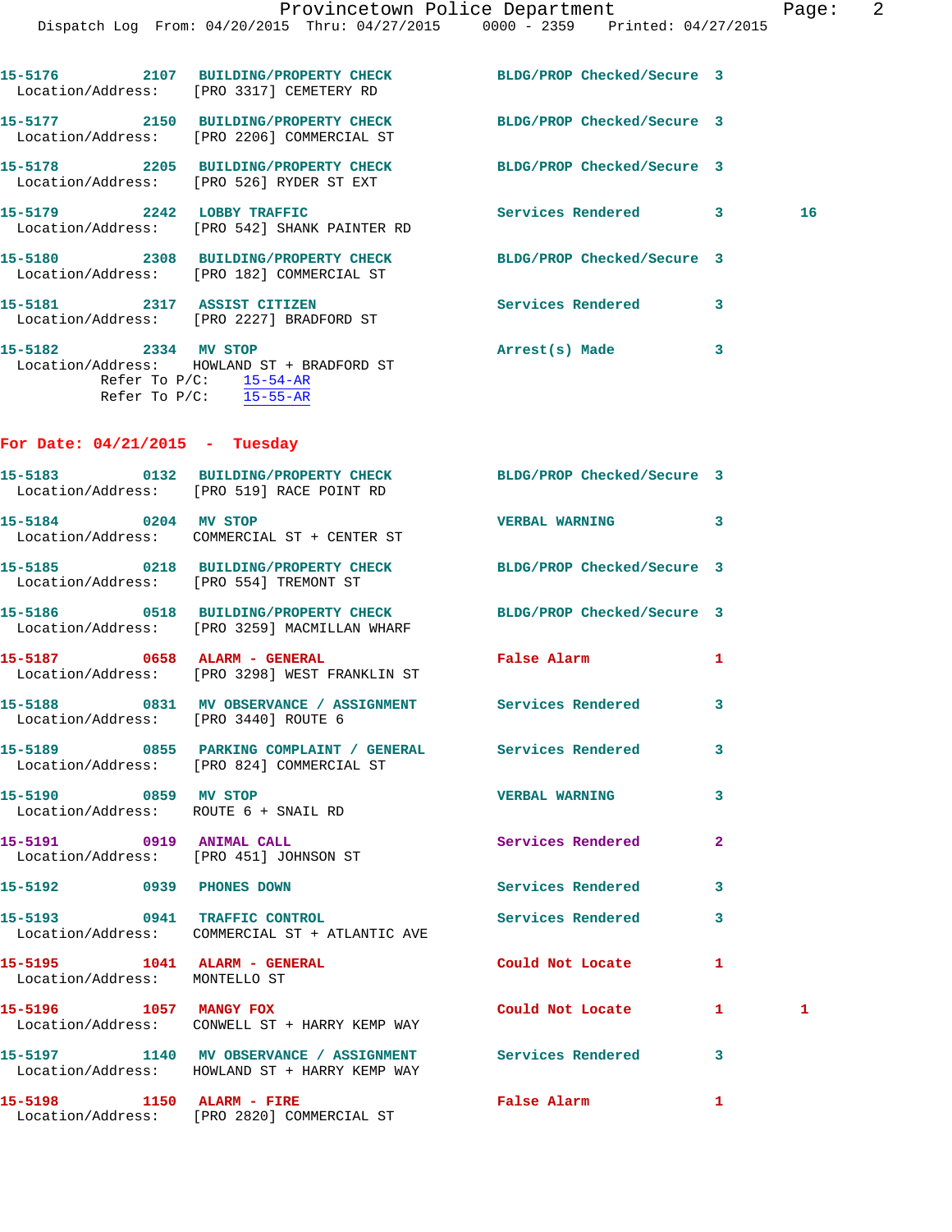15-5176 2107 BUILDING/PROPERTY CHECK BLDG/PROP Checked/Secure 3
Location/Address: [PRO 3317] CEMETERY RD

15-5177 2150 BUILDING/PROPERTY CHECK BLDG/PROP Checked/Secure 3
Location/Address: [PRO 2206] COMMERCIAL ST

15-5178 2205 BUILDING/PROPERTY CHECK BLDG/PROP Checked/Secure 3
Location/Address: [PRO 526] RYDER ST EXT

15-5179 2242 LOBBY TRAFFIC Services Rendered 3 16
Location/Address: [PRO 542] SHANK PAINTER RD

15-5180 2308 BUILDING/PROPERTY CHECK BLDG/PROP Checked/Secure 3
Location/Address: [PRO 182] COMMERCIAL ST

15-5181 2317 ASSIST CITIZEN Services Rendered 3
Location/Address: [PRO 2227] BRADFORD ST

15-5182 2334 MV STOP Arrest(s) Made 3
Location/Address: HOWLAND ST + BRADFORD ST
Refer To P/C: 15-54-AR
Refer To P/C: 15-55-AR

**For Date: 04/21/2015 - Tuesday**

15-5183 0132 BUILDING/PROPERTY CHECK BLDG/PROP Checked/Secure 3
Location/Address: [PRO 519] RACE POINT RD

15-5184 0204 MV STOP VERBAL WARNING 3
Location/Address: COMMERCIAL ST + CENTER ST

15-5185 0218 BUILDING/PROPERTY CHECK BLDG/PROP Checked/Secure 3
Location/Address: [PRO 554] TREMONT ST

15-5186 0518 BUILDING/PROPERTY CHECK BLDG/PROP Checked/Secure 3
Location/Address: [PRO 3259] MACMILLAN WHARF

15-5187 0658 ALARM - GENERAL False Alarm 1
Location/Address: [PRO 3298] WEST FRANKLIN ST

15-5188 0831 MV OBSERVANCE / ASSIGNMENT Services Rendered 3
Location/Address: [PRO 3440] ROUTE 6

15-5189 0855 PARKING COMPLAINT / GENERAL Services Rendered 3
Location/Address: [PRO 824] COMMERCIAL ST

15-5190 0859 MV STOP VERBAL WARNING 3
Location/Address: ROUTE 6 + SNAIL RD

15-5191 0919 ANIMAL CALL Services Rendered 2
Location/Address: [PRO 451] JOHNSON ST

15-5192 0939 PHONES DOWN Services Rendered 3

15-5193 0941 TRAFFIC CONTROL Services Rendered 3
Location/Address: COMMERCIAL ST + ATLANTIC AVE

15-5195 1041 ALARM - GENERAL Could Not Locate 1
Location/Address: MONTELLO ST

15-5196 1057 MANGY FOX Could Not Locate 1 1
Location/Address: CONWELL ST + HARRY KEMP WAY

15-5197 1140 MV OBSERVANCE / ASSIGNMENT Services Rendered 3
Location/Address: HOWLAND ST + HARRY KEMP WAY

15-5198 1150 ALARM - FIRE False Alarm 1
Location/Address: [PRO 2820] COMMERCIAL ST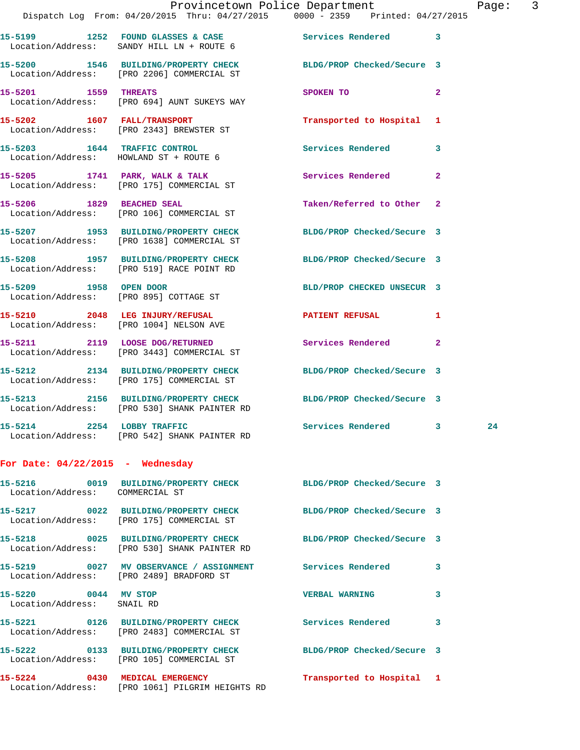15-5199 1252 FOUND GLASSES & CASE Services Rendered 3
Location/Address: SANDY HILL LN + ROUTE 6

15-5200 1546 BUILDING/PROPERTY CHECK BLDG/PROP Checked/Secure 3
Location/Address: [PRO 2206] COMMERCIAL ST

15-5201 1559 THREATS SPOKEN TO 2
Location/Address: [PRO 694] AUNT SUKEYS WAY

15-5202 1607 FALL/TRANSPORT Transported to Hospital 1
Location/Address: [PRO 2343] BREWSTER ST

15-5203 1644 TRAFFIC CONTROL Services Rendered 3
Location/Address: HOWLAND ST + ROUTE 6

15-5205 1741 PARK, WALK & TALK Services Rendered 2
Location/Address: [PRO 175] COMMERCIAL ST

15-5206 1829 BEACHED SEAL Taken/Referred to Other 2
Location/Address: [PRO 106] COMMERCIAL ST

15-5207 1953 BUILDING/PROPERTY CHECK BLDG/PROP Checked/Secure 3
Location/Address: [PRO 1638] COMMERCIAL ST

15-5208 1957 BUILDING/PROPERTY CHECK BLDG/PROP Checked/Secure 3
Location/Address: [PRO 519] RACE POINT RD

15-5209 1958 OPEN DOOR BLD/PROP CHECKED UNSECUR 3
Location/Address: [PRO 895] COTTAGE ST

15-5210 2048 LEG INJURY/REFUSAL PATIENT REFUSAL 1
Location/Address: [PRO 1004] NELSON AVE

15-5211 2119 LOOSE DOG/RETURNED Services Rendered 2
Location/Address: [PRO 3443] COMMERCIAL ST

15-5212 2134 BUILDING/PROPERTY CHECK BLDG/PROP Checked/Secure 3
Location/Address: [PRO 175] COMMERCIAL ST

15-5213 2156 BUILDING/PROPERTY CHECK BLDG/PROP Checked/Secure 3
Location/Address: [PRO 530] SHANK PAINTER RD

15-5214 2254 LOBBY TRAFFIC Services Rendered 3 24
Location/Address: [PRO 542] SHANK PAINTER RD

## For Date: 04/22/2015 - Wednesday

15-5216 0019 BUILDING/PROPERTY CHECK BLDG/PROP Checked/Secure 3
Location/Address: COMMERCIAL ST

15-5217 0022 BUILDING/PROPERTY CHECK BLDG/PROP Checked/Secure 3
Location/Address: [PRO 175] COMMERCIAL ST

15-5218 0025 BUILDING/PROPERTY CHECK BLDG/PROP Checked/Secure 3
Location/Address: [PRO 530] SHANK PAINTER RD

15-5219 0027 MV OBSERVANCE / ASSIGNMENT Services Rendered 3
Location/Address: [PRO 2489] BRADFORD ST

15-5220 0044 MV STOP VERBAL WARNING 3
Location/Address: SNAIL RD

15-5221 0126 BUILDING/PROPERTY CHECK Services Rendered 3
Location/Address: [PRO 2483] COMMERCIAL ST

15-5222 0133 BUILDING/PROPERTY CHECK BLDG/PROP Checked/Secure 3
Location/Address: [PRO 105] COMMERCIAL ST

15-5224 0430 MEDICAL EMERGENCY Transported to Hospital 1
Location/Address: [PRO 1061] PILGRIM HEIGHTS RD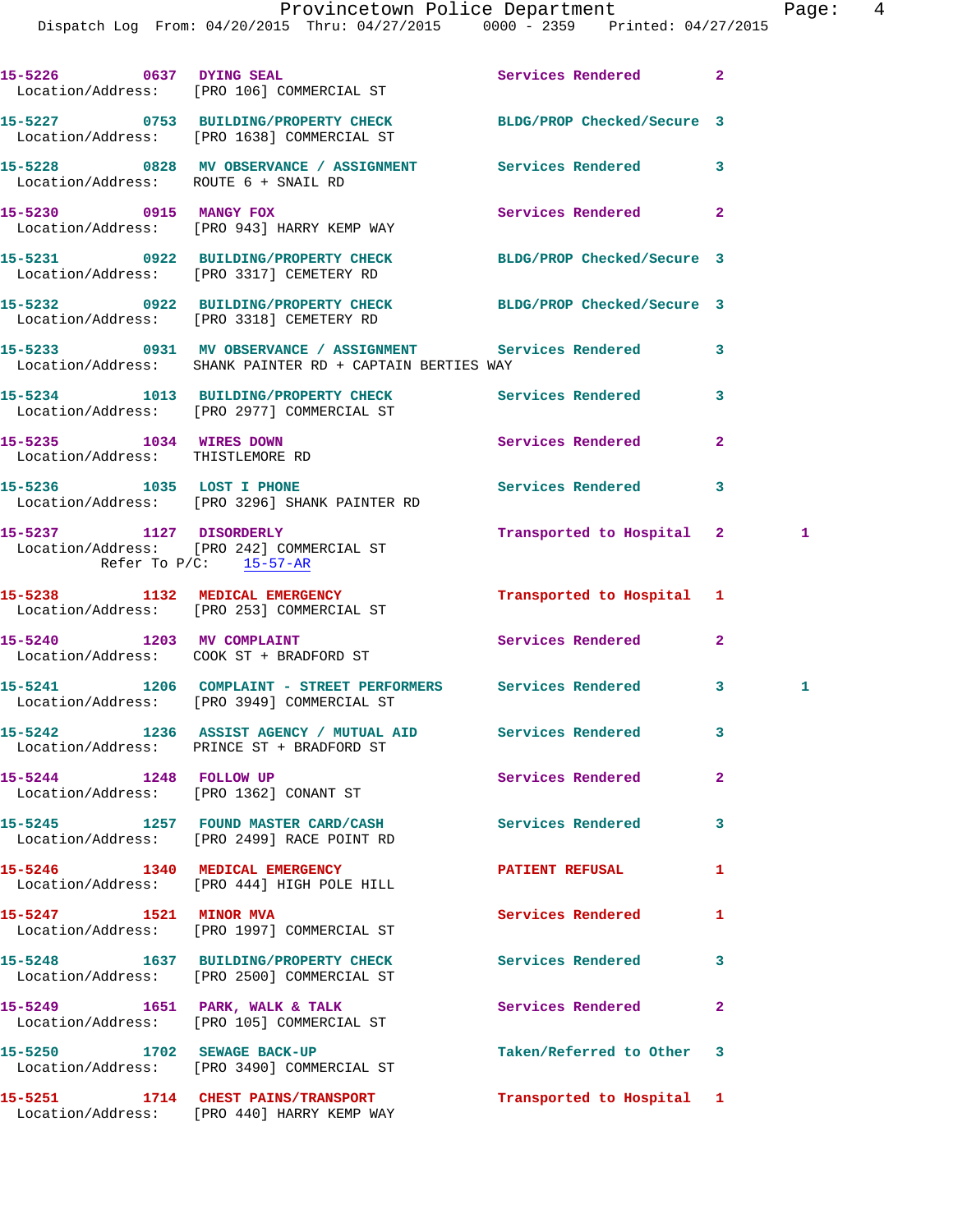15-5226 0637 DYING SEAL Services Rendered 2
Location/Address: [PRO 106] COMMERCIAL ST

15-5227 0753 BUILDING/PROPERTY CHECK BLDG/PROP Checked/Secure 3
Location/Address: [PRO 1638] COMMERCIAL ST

15-5228 0828 MV OBSERVANCE / ASSIGNMENT Services Rendered 3
Location/Address: ROUTE 6 + SNAIL RD

15-5230 0915 MANGY FOX Services Rendered 2
Location/Address: [PRO 943] HARRY KEMP WAY

15-5231 0922 BUILDING/PROPERTY CHECK BLDG/PROP Checked/Secure 3
Location/Address: [PRO 3317] CEMETERY RD

15-5232 0922 BUILDING/PROPERTY CHECK BLDG/PROP Checked/Secure 3
Location/Address: [PRO 3318] CEMETERY RD

15-5233 0931 MV OBSERVANCE / ASSIGNMENT Services Rendered 3
Location/Address: SHANK PAINTER RD + CAPTAIN BERTIES WAY

15-5234 1013 BUILDING/PROPERTY CHECK Services Rendered 3
Location/Address: [PRO 2977] COMMERCIAL ST

15-5235 1034 WIRES DOWN Services Rendered 2
Location/Address: THISTLEMORE RD

15-5236 1035 LOST I PHONE Services Rendered 3
Location/Address: [PRO 3296] SHANK PAINTER RD

15-5237 1127 DISORDERLY Transported to Hospital 2 1
Location/Address: [PRO 242] COMMERCIAL ST
Refer To P/C: 15-57-AR

15-5238 1132 MEDICAL EMERGENCY Transported to Hospital 1
Location/Address: [PRO 253] COMMERCIAL ST

15-5240 1203 MV COMPLAINT Services Rendered 2
Location/Address: COOK ST + BRADFORD ST

15-5241 1206 COMPLAINT - STREET PERFORMERS Services Rendered 3 1
Location/Address: [PRO 3949] COMMERCIAL ST

15-5242 1236 ASSIST AGENCY / MUTUAL AID Services Rendered 3
Location/Address: PRINCE ST + BRADFORD ST

15-5244 1248 FOLLOW UP Services Rendered 2
Location/Address: [PRO 1362] CONANT ST

15-5245 1257 FOUND MASTER CARD/CASH Services Rendered 3
Location/Address: [PRO 2499] RACE POINT RD

15-5246 1340 MEDICAL EMERGENCY PATIENT REFUSAL 1
Location/Address: [PRO 444] HIGH POLE HILL

15-5247 1521 MINOR MVA Services Rendered 1
Location/Address: [PRO 1997] COMMERCIAL ST

15-5248 1637 BUILDING/PROPERTY CHECK Services Rendered 3
Location/Address: [PRO 2500] COMMERCIAL ST

15-5249 1651 PARK, WALK & TALK Services Rendered 2
Location/Address: [PRO 105] COMMERCIAL ST

15-5250 1702 SEWAGE BACK-UP Taken/Referred to Other 3
Location/Address: [PRO 3490] COMMERCIAL ST

15-5251 1714 CHEST PAINS/TRANSPORT Transported to Hospital 1
Location/Address: [PRO 440] HARRY KEMP WAY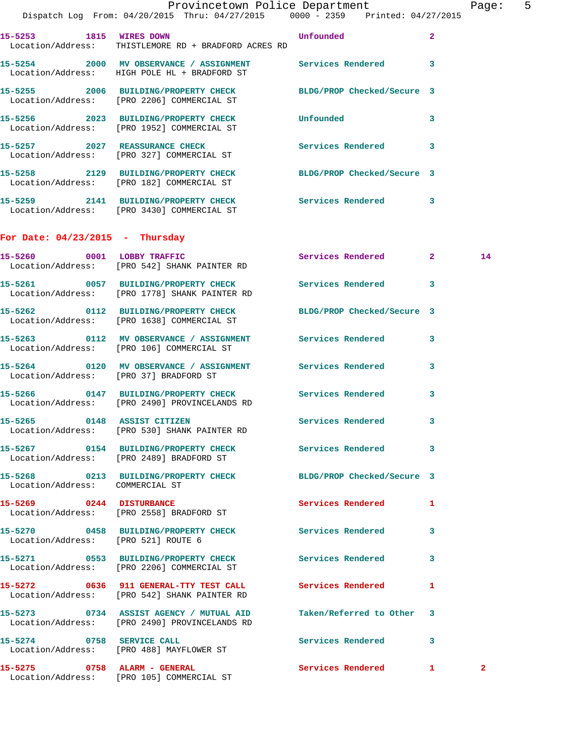15-5253 1815 WIRES DOWN Unfounded 2
Location/Address: THISTLEMORE RD + BRADFORD ACRES RD

15-5254 2000 MV OBSERVATION / ASSIGNMENT Services Rendered 3
Location/Address: HIGH POLE HL + BRADFORD ST

15-5255 2006 BUILDING/PROPERTY CHECK BLDG/PROP Checked/Secure 3
Location/Address: [PRO 2206] COMMERCIAL ST

15-5256 2023 BUILDING/PROPERTY CHECK Unfounded 3
Location/Address: [PRO 1952] COMMERCIAL ST

15-5257 2027 REASSURANCE CHECK Services Rendered 3
Location/Address: [PRO 327] COMMERCIAL ST

15-5258 2129 BUILDING/PROPERTY CHECK BLDG/PROP Checked/Secure 3
Location/Address: [PRO 182] COMMERCIAL ST

15-5259 2141 BUILDING/PROPERTY CHECK Services Rendered 3
Location/Address: [PRO 3430] COMMERCIAL ST

**For Date: 04/23/2015 - Thursday**

15-5260 0001 LOBBY TRAFFIC Services Rendered 2 14
Location/Address: [PRO 542] SHANK PAINTER RD

15-5261 0057 BUILDING/PROPERTY CHECK Services Rendered 3
Location/Address: [PRO 1778] SHANK PAINTER RD

15-5262 0112 BUILDING/PROPERTY CHECK BLDG/PROP Checked/Secure 3
Location/Address: [PRO 1638] COMMERCIAL ST

15-5263 0112 MV OBSERVATION / ASSIGNMENT Services Rendered 3
Location/Address: [PRO 106] COMMERCIAL ST

15-5264 0120 MV OBSERVATION / ASSIGNMENT Services Rendered 3
Location/Address: [PRO 37] BRADFORD ST

15-5266 0147 BUILDING/PROPERTY CHECK Services Rendered 3
Location/Address: [PRO 2490] PROVINCELANDS RD

15-5265 0148 ASSIST CITIZEN Services Rendered 3
Location/Address: [PRO 530] SHANK PAINTER RD

15-5267 0154 BUILDING/PROPERTY CHECK Services Rendered 3
Location/Address: [PRO 2489] BRADFORD ST

15-5268 0213 BUILDING/PROPERTY CHECK BLDG/PROP Checked/Secure 3
Location/Address: COMMERCIAL ST

15-5269 0244 DISTURBANCE Services Rendered 1
Location/Address: [PRO 2558] BRADFORD ST

15-5270 0458 BUILDING/PROPERTY CHECK Services Rendered 3
Location/Address: [PRO 521] ROUTE 6

15-5271 0553 BUILDING/PROPERTY CHECK Services Rendered 3
Location/Address: [PRO 2206] COMMERCIAL ST

15-5272 0636 911 GENERAL-TTY TEST CALL Services Rendered 1
Location/Address: [PRO 542] SHANK PAINTER RD

15-5273 0734 ASSIST AGENCY / MUTUAL AID Taken/Referred to Other 3
Location/Address: [PRO 2490] PROVINCELANDS RD

15-5274 0758 SERVICE CALL Services Rendered 3
Location/Address: [PRO 488] MAYFLOWER ST

15-5275 0758 ALARM - GENERAL Services Rendered 1 2
Location/Address: [PRO 105] COMMERCIAL ST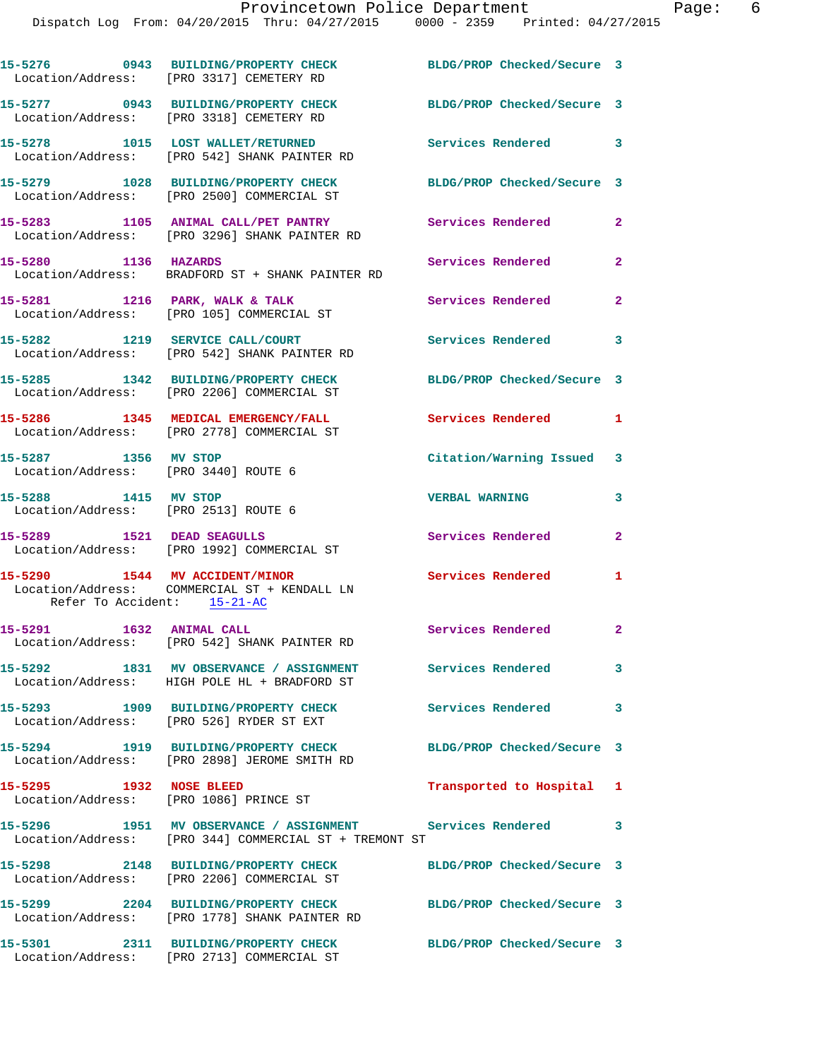15-5276 0943 BUILDING/PROPERTY CHECK BLDG/PROP Checked/Secure 3
Location/Address: [PRO 3317] CEMETERY RD

15-5277 0943 BUILDING/PROPERTY CHECK BLDG/PROP Checked/Secure 3
Location/Address: [PRO 3318] CEMETERY RD

15-5278 1015 LOST WALLET/RETURNED Services Rendered 3
Location/Address: [PRO 542] SHANK PAINTER RD

15-5279 1028 BUILDING/PROPERTY CHECK BLDG/PROP Checked/Secure 3
Location/Address: [PRO 2500] COMMERCIAL ST

15-5283 1105 ANIMAL CALL/PET PANTRY Services Rendered 2
Location/Address: [PRO 3296] SHANK PAINTER RD

15-5280 1136 HAZARDS Services Rendered 2
Location/Address: BRADFORD ST + SHANK PAINTER RD

15-5281 1216 PARK, WALK & TALK Services Rendered 2
Location/Address: [PRO 105] COMMERCIAL ST

15-5282 1219 SERVICE CALL/COURT Services Rendered 3
Location/Address: [PRO 542] SHANK PAINTER RD

15-5285 1342 BUILDING/PROPERTY CHECK BLDG/PROP Checked/Secure 3
Location/Address: [PRO 2206] COMMERCIAL ST

15-5286 1345 MEDICAL EMERGENCY/FALL Services Rendered 1
Location/Address: [PRO 2778] COMMERCIAL ST

15-5287 1356 MV STOP Citation/Warning Issued 3
Location/Address: [PRO 3440] ROUTE 6

15-5288 1415 MV STOP VERBAL WARNING 3
Location/Address: [PRO 2513] ROUTE 6

15-5289 1521 DEAD SEAGULLS Services Rendered 2
Location/Address: [PRO 1992] COMMERCIAL ST

15-5290 1544 MV ACCIDENT/MINOR Services Rendered 1
Location/Address: COMMERCIAL ST + KENDALL LN
Refer To Accident: 15-21-AC

15-5291 1632 ANIMAL CALL Services Rendered 2
Location/Address: [PRO 542] SHANK PAINTER RD

15-5292 1831 MV OBSERVANCE / ASSIGNMENT Services Rendered 3
Location/Address: HIGH POLE HL + BRADFORD ST

15-5293 1909 BUILDING/PROPERTY CHECK Services Rendered 3
Location/Address: [PRO 526] RYDER ST EXT

15-5294 1919 BUILDING/PROPERTY CHECK BLDG/PROP Checked/Secure 3
Location/Address: [PRO 2898] JEROME SMITH RD

15-5295 1932 NOSE BLEED Transported to Hospital 1
Location/Address: [PRO 1086] PRINCE ST

15-5296 1951 MV OBSERVANCE / ASSIGNMENT Services Rendered 3
Location/Address: [PRO 344] COMMERCIAL ST + TREMONT ST

15-5298 2148 BUILDING/PROPERTY CHECK BLDG/PROP Checked/Secure 3
Location/Address: [PRO 2206] COMMERCIAL ST

15-5299 2204 BUILDING/PROPERTY CHECK BLDG/PROP Checked/Secure 3
Location/Address: [PRO 1778] SHANK PAINTER RD

15-5301 2311 BUILDING/PROPERTY CHECK BLDG/PROP Checked/Secure 3
Location/Address: [PRO 2713] COMMERCIAL ST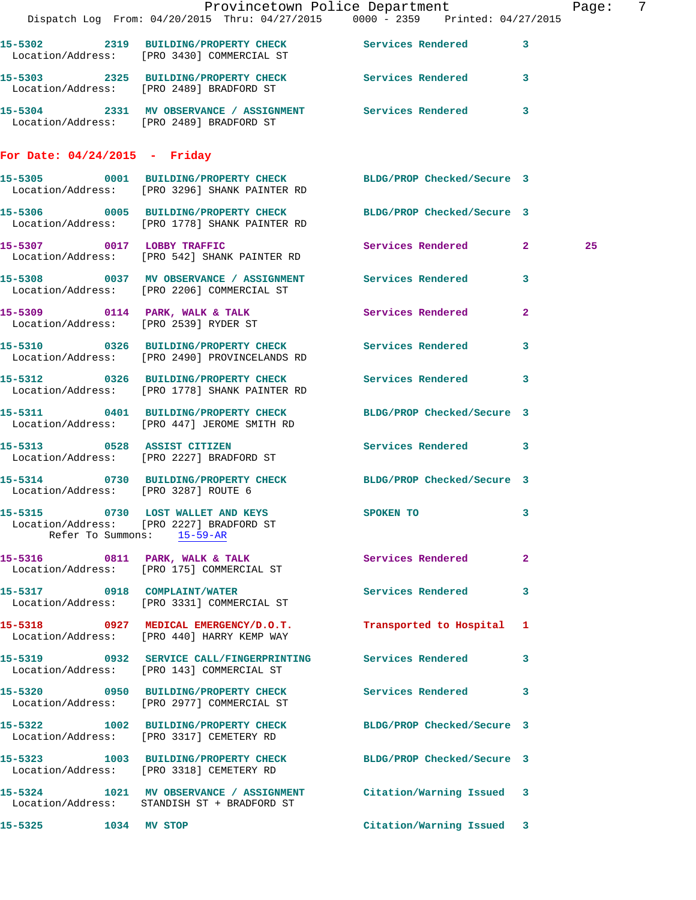15-5302 2319 BUILDING/PROPERTY CHECK Services Rendered 3
Location/Address: [PRO 3430] COMMERCIAL ST

15-5303 2325 BUILDING/PROPERTY CHECK Services Rendered 3
Location/Address: [PRO 2489] BRADFORD ST

15-5304 2331 MV OBSERVANCE / ASSIGNMENT Services Rendered 3
Location/Address: [PRO 2489] BRADFORD ST

## For Date: 04/24/2015 - Friday

15-5305 0001 BUILDING/PROPERTY CHECK BLDG/PROP Checked/Secure 3
Location/Address: [PRO 3296] SHANK PAINTER RD

15-5306 0005 BUILDING/PROPERTY CHECK BLDG/PROP Checked/Secure 3
Location/Address: [PRO 1778] SHANK PAINTER RD

15-5307 0017 LOBBY TRAFFIC Services Rendered 2 25
Location/Address: [PRO 542] SHANK PAINTER RD

15-5308 0037 MV OBSERVANCE / ASSIGNMENT Services Rendered 3
Location/Address: [PRO 2206] COMMERCIAL ST

15-5309 0114 PARK, WALK & TALK Services Rendered 2
Location/Address: [PRO 2539] RYDER ST

15-5310 0326 BUILDING/PROPERTY CHECK Services Rendered 3
Location/Address: [PRO 2490] PROVINCELANDS RD

15-5312 0326 BUILDING/PROPERTY CHECK Services Rendered 3
Location/Address: [PRO 1778] SHANK PAINTER RD

15-5311 0401 BUILDING/PROPERTY CHECK BLDG/PROP Checked/Secure 3
Location/Address: [PRO 447] JEROME SMITH RD

15-5313 0528 ASSIST CITIZEN Services Rendered 3
Location/Address: [PRO 2227] BRADFORD ST

15-5314 0730 BUILDING/PROPERTY CHECK BLDG/PROP Checked/Secure 3
Location/Address: [PRO 3287] ROUTE 6

15-5315 0730 LOST WALLET AND KEYS SPOKEN TO 3
Location/Address: [PRO 2227] BRADFORD ST
Refer To Summons: 15-59-AR

15-5316 0811 PARK, WALK & TALK Services Rendered 2
Location/Address: [PRO 175] COMMERCIAL ST

15-5317 0918 COMPLAINT/WATER Services Rendered 3
Location/Address: [PRO 3331] COMMERCIAL ST

15-5318 0927 MEDICAL EMERGENCY/D.O.T. Transported to Hospital 1
Location/Address: [PRO 440] HARRY KEMP WAY

15-5319 0932 SERVICE CALL/FINGERPRINTING Services Rendered 3
Location/Address: [PRO 143] COMMERCIAL ST

15-5320 0950 BUILDING/PROPERTY CHECK Services Rendered 3
Location/Address: [PRO 2977] COMMERCIAL ST

15-5322 1002 BUILDING/PROPERTY CHECK BLDG/PROP Checked/Secure 3
Location/Address: [PRO 3317] CEMETERY RD

15-5323 1003 BUILDING/PROPERTY CHECK BLDG/PROP Checked/Secure 3
Location/Address: [PRO 3318] CEMETERY RD

15-5324 1021 MV OBSERVANCE / ASSIGNMENT Citation/Warning Issued 3
Location/Address: STANDISH ST + BRADFORD ST

15-5325 1034 MV STOP Citation/Warning Issued 3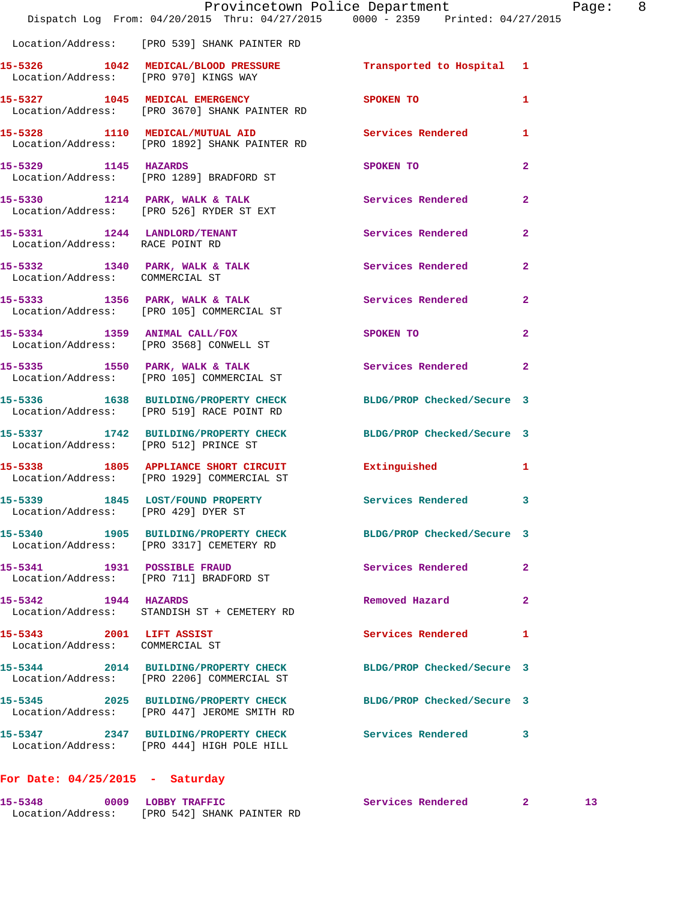Location/Address: [PRO 539] SHANK PAINTER RD

15-5326 1042 MEDICAL/BLOOD PRESSURE Transported to Hospital 1
Location/Address: [PRO 970] KINGS WAY

15-5327 1045 MEDICAL EMERGENCY SPOKEN TO 1
Location/Address: [PRO 3670] SHANK PAINTER RD

15-5328 1110 MEDICAL/MUTUAL AID Services Rendered 1
Location/Address: [PRO 1892] SHANK PAINTER RD

15-5329 1145 HAZARDS SPOKEN TO 2
Location/Address: [PRO 1289] BRADFORD ST

15-5330 1214 PARK, WALK & TALK Services Rendered 2
Location/Address: [PRO 526] RYDER ST EXT

15-5331 1244 LANDLORD/TENANT Services Rendered 2
Location/Address: RACE POINT RD

15-5332 1340 PARK, WALK & TALK Services Rendered 2
Location/Address: COMMERCIAL ST

15-5333 1356 PARK, WALK & TALK Services Rendered 2
Location/Address: [PRO 105] COMMERCIAL ST

15-5334 1359 ANIMAL CALL/FOX SPOKEN TO 2
Location/Address: [PRO 3568] CONWELL ST

15-5335 1550 PARK, WALK & TALK Services Rendered 2
Location/Address: [PRO 105] COMMERCIAL ST

15-5336 1638 BUILDING/PROPERTY CHECK BLDG/PROP Checked/Secure 3
Location/Address: [PRO 519] RACE POINT RD

15-5337 1742 BUILDING/PROPERTY CHECK BLDG/PROP Checked/Secure 3
Location/Address: [PRO 512] PRINCE ST

15-5338 1805 APPLIANCE SHORT CIRCUIT Extinguished 1
Location/Address: [PRO 1929] COMMERCIAL ST

15-5339 1845 LOST/FOUND PROPERTY Services Rendered 3
Location/Address: [PRO 429] DYER ST

15-5340 1905 BUILDING/PROPERTY CHECK BLDG/PROP Checked/Secure 3
Location/Address: [PRO 3317] CEMETERY RD

15-5341 1931 POSSIBLE FRAUD Services Rendered 2
Location/Address: [PRO 711] BRADFORD ST

15-5342 1944 HAZARDS Removed Hazard 2
Location/Address: STANDISH ST + CEMETERY RD

15-5343 2001 LIFT ASSIST Services Rendered 1
Location/Address: COMMERCIAL ST

15-5344 2014 BUILDING/PROPERTY CHECK BLDG/PROP Checked/Secure 3
Location/Address: [PRO 2206] COMMERCIAL ST

15-5345 2025 BUILDING/PROPERTY CHECK BLDG/PROP Checked/Secure 3
Location/Address: [PRO 447] JEROME SMITH RD

15-5347 2347 BUILDING/PROPERTY CHECK Services Rendered 3
Location/Address: [PRO 444] HIGH POLE HILL

## For Date: 04/25/2015 - Saturday

15-5348 0009 LOBBY TRAFFIC Services Rendered 2 13
Location/Address: [PRO 542] SHANK PAINTER RD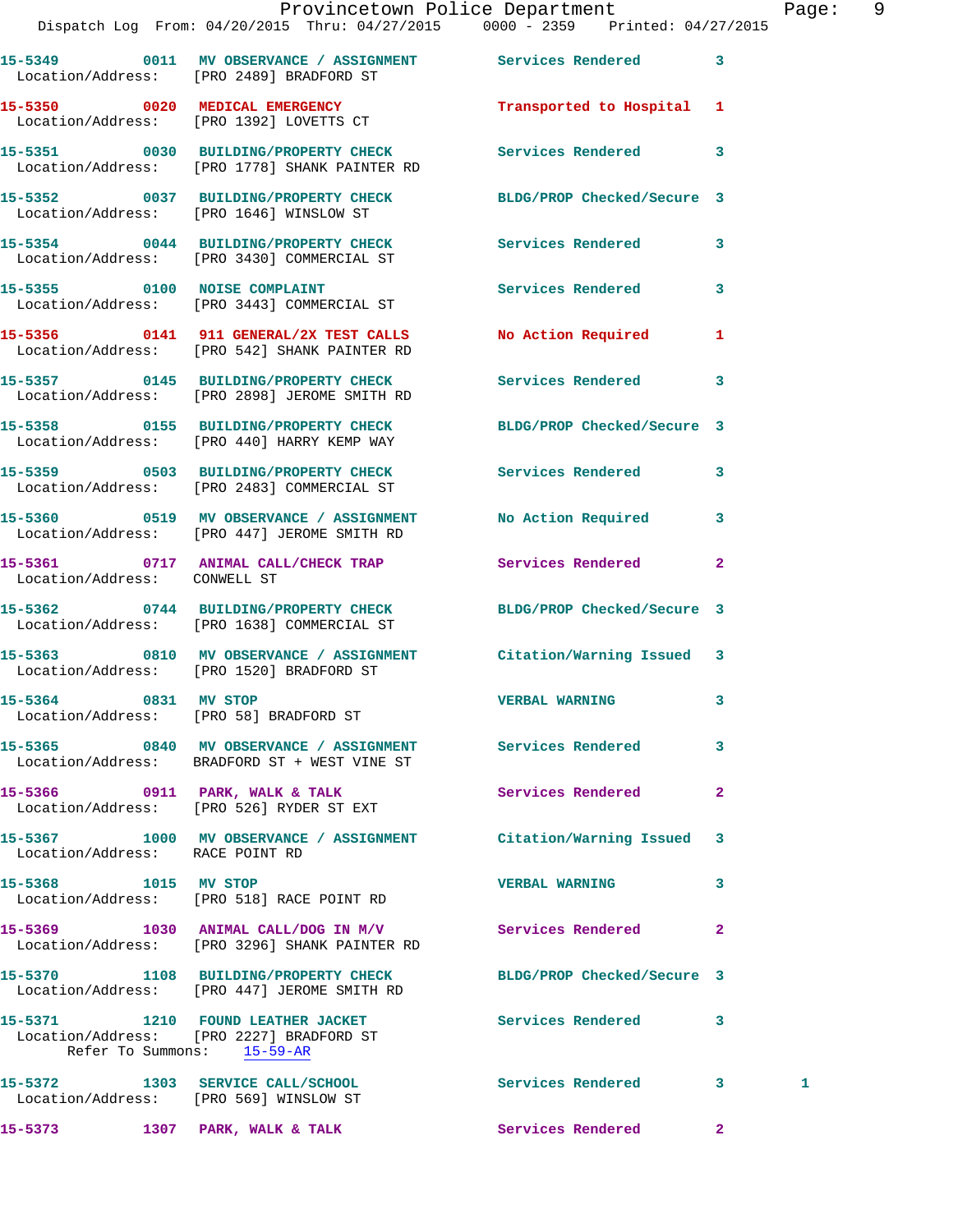15-5349 0011 MV OBSERVANCE / ASSIGNMENT Services Rendered 3
Location/Address: [PRO 2489] BRADFORD ST

15-5350 0020 MEDICAL EMERGENCY Transported to Hospital 1
Location/Address: [PRO 1392] LOVETTS CT

15-5351 0030 BUILDING/PROPERTY CHECK Services Rendered 3
Location/Address: [PRO 1778] SHANK PAINTER RD

15-5352 0037 BUILDING/PROPERTY CHECK BLDG/PROP Checked/Secure 3
Location/Address: [PRO 1646] WINSLOW ST

15-5354 0044 BUILDING/PROPERTY CHECK Services Rendered 3
Location/Address: [PRO 3430] COMMERCIAL ST

15-5355 0100 NOISE COMPLAINT Services Rendered 3
Location/Address: [PRO 3443] COMMERCIAL ST

15-5356 0141 911 GENERAL/2X TEST CALLS No Action Required 1
Location/Address: [PRO 542] SHANK PAINTER RD

15-5357 0145 BUILDING/PROPERTY CHECK Services Rendered 3
Location/Address: [PRO 2898] JEROME SMITH RD

15-5358 0155 BUILDING/PROPERTY CHECK BLDG/PROP Checked/Secure 3
Location/Address: [PRO 440] HARRY KEMP WAY

15-5359 0503 BUILDING/PROPERTY CHECK Services Rendered 3
Location/Address: [PRO 2483] COMMERCIAL ST

15-5360 0519 MV OBSERVANCE / ASSIGNMENT No Action Required 3
Location/Address: [PRO 447] JEROME SMITH RD

15-5361 0717 ANIMAL CALL/CHECK TRAP Services Rendered 2
Location/Address: CONWELL ST

15-5362 0744 BUILDING/PROPERTY CHECK BLDG/PROP Checked/Secure 3
Location/Address: [PRO 1638] COMMERCIAL ST

15-5363 0810 MV OBSERVANCE / ASSIGNMENT Citation/Warning Issued 3
Location/Address: [PRO 1520] BRADFORD ST

15-5364 0831 MV STOP VERBAL WARNING 3
Location/Address: [PRO 58] BRADFORD ST

15-5365 0840 MV OBSERVANCE / ASSIGNMENT Services Rendered 3
Location/Address: BRADFORD ST + WEST VINE ST

15-5366 0911 PARK, WALK & TALK Services Rendered 2
Location/Address: [PRO 526] RYDER ST EXT

15-5367 1000 MV OBSERVANCE / ASSIGNMENT Citation/Warning Issued 3
Location/Address: RACE POINT RD

15-5368 1015 MV STOP VERBAL WARNING 3
Location/Address: [PRO 518] RACE POINT RD

15-5369 1030 ANIMAL CALL/DOG IN M/V Services Rendered 2
Location/Address: [PRO 3296] SHANK PAINTER RD

15-5370 1108 BUILDING/PROPERTY CHECK BLDG/PROP Checked/Secure 3
Location/Address: [PRO 447] JEROME SMITH RD

15-5371 1210 FOUND LEATHER JACKET Services Rendered 3
Location/Address: [PRO 2227] BRADFORD ST
Refer To Summons: 15-59-AR

15-5372 1303 SERVICE CALL/SCHOOL Services Rendered 3 1
Location/Address: [PRO 569] WINSLOW ST

15-5373 1307 PARK, WALK & TALK Services Rendered 2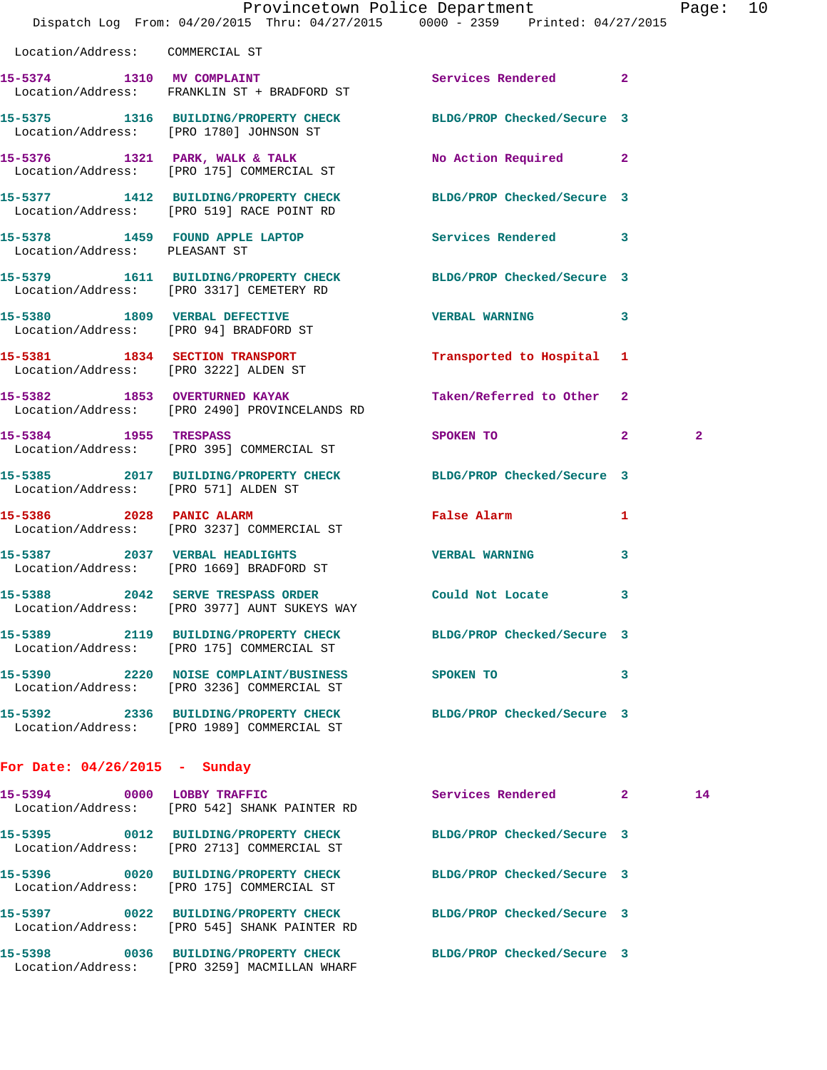Location/Address: COMMERCIAL ST

15-5374 1310 MV COMPLAINT Services Rendered 2
Location/Address: FRANKLIN ST + BRADFORD ST

15-5375 1316 BUILDING/PROPERTY CHECK BLDG/PROP Checked/Secure 3
Location/Address: [PRO 1780] JOHNSON ST

15-5376 1321 PARK, WALK & TALK No Action Required 2
Location/Address: [PRO 175] COMMERCIAL ST

15-5377 1412 BUILDING/PROPERTY CHECK BLDG/PROP Checked/Secure 3
Location/Address: [PRO 519] RACE POINT RD

15-5378 1459 FOUND APPLE LAPTOP Services Rendered 3
Location/Address: PLEASANT ST

15-5379 1611 BUILDING/PROPERTY CHECK BLDG/PROP Checked/Secure 3
Location/Address: [PRO 3317] CEMETERY RD

15-5380 1809 VERBAL DEFECTIVE VERBAL WARNING 3
Location/Address: [PRO 94] BRADFORD ST

15-5381 1834 SECTION TRANSPORT Transported to Hospital 1
Location/Address: [PRO 3222] ALDEN ST

15-5382 1853 OVERTURNED KAYAK Taken/Referred to Other 2
Location/Address: [PRO 2490] PROVINCELANDS RD

15-5384 1955 TRESPASS SPOKEN TO 2 2
Location/Address: [PRO 395] COMMERCIAL ST

15-5385 2017 BUILDING/PROPERTY CHECK BLDG/PROP Checked/Secure 3
Location/Address: [PRO 571] ALDEN ST

15-5386 2028 PANIC ALARM False Alarm 1
Location/Address: [PRO 3237] COMMERCIAL ST

15-5387 2037 VERBAL HEADLIGHTS VERBAL WARNING 3
Location/Address: [PRO 1669] BRADFORD ST

15-5388 2042 SERVE TRESPASS ORDER Could Not Locate 3
Location/Address: [PRO 3977] AUNT SUKEYS WAY

15-5389 2119 BUILDING/PROPERTY CHECK BLDG/PROP Checked/Secure 3
Location/Address: [PRO 175] COMMERCIAL ST

15-5390 2220 NOISE COMPLAINT/BUSINESS SPOKEN TO 3
Location/Address: [PRO 3236] COMMERCIAL ST

15-5392 2336 BUILDING/PROPERTY CHECK BLDG/PROP Checked/Secure 3
Location/Address: [PRO 1989] COMMERCIAL ST

## For Date: 04/26/2015 - Sunday

15-5394 0000 LOBBY TRAFFIC Services Rendered 2 14
Location/Address: [PRO 542] SHANK PAINTER RD

15-5395 0012 BUILDING/PROPERTY CHECK BLDG/PROP Checked/Secure 3
Location/Address: [PRO 2713] COMMERCIAL ST

15-5396 0020 BUILDING/PROPERTY CHECK BLDG/PROP Checked/Secure 3
Location/Address: [PRO 175] COMMERCIAL ST

15-5397 0022 BUILDING/PROPERTY CHECK BLDG/PROP Checked/Secure 3
Location/Address: [PRO 545] SHANK PAINTER RD

15-5398 0036 BUILDING/PROPERTY CHECK BLDG/PROP Checked/Secure 3
Location/Address: [PRO 3259] MACMILLAN WHARF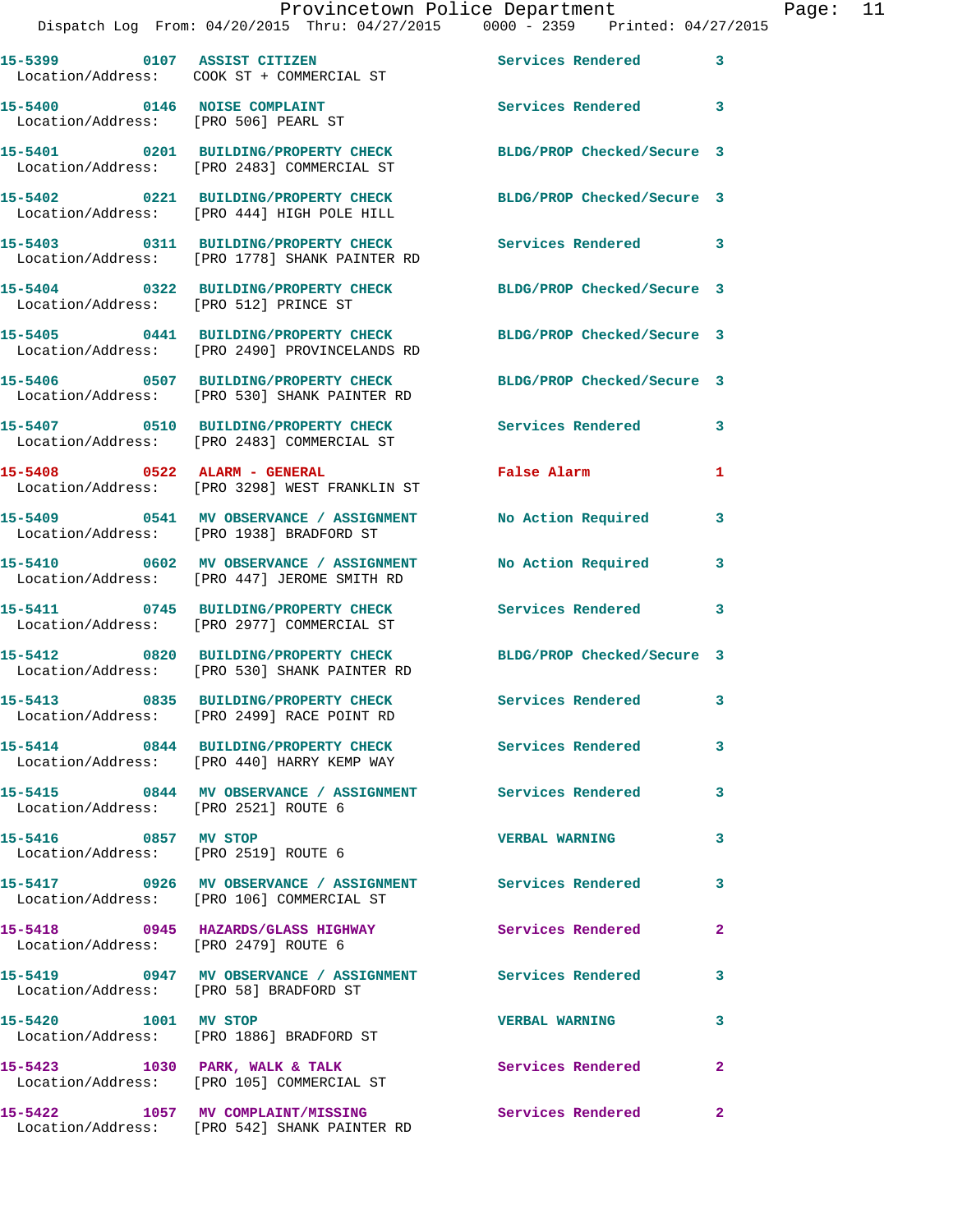15-5399 0107 ASSIST CITIZEN Services Rendered 3
Location/Address: COOK ST + COMMERCIAL ST

15-5400 0146 NOISE COMPLAINT Services Rendered 3
Location/Address: [PRO 506] PEARL ST

15-5401 0201 BUILDING/PROPERTY CHECK BLDG/PROP Checked/Secure 3
Location/Address: [PRO 2483] COMMERCIAL ST

15-5402 0221 BUILDING/PROPERTY CHECK BLDG/PROP Checked/Secure 3
Location/Address: [PRO 444] HIGH POLE HILL

15-5403 0311 BUILDING/PROPERTY CHECK Services Rendered 3
Location/Address: [PRO 1778] SHANK PAINTER RD

15-5404 0322 BUILDING/PROPERTY CHECK BLDG/PROP Checked/Secure 3
Location/Address: [PRO 512] PRINCE ST

15-5405 0441 BUILDING/PROPERTY CHECK BLDG/PROP Checked/Secure 3
Location/Address: [PRO 2490] PROVINCELANDS RD

15-5406 0507 BUILDING/PROPERTY CHECK BLDG/PROP Checked/Secure 3
Location/Address: [PRO 530] SHANK PAINTER RD

15-5407 0510 BUILDING/PROPERTY CHECK Services Rendered 3
Location/Address: [PRO 2483] COMMERCIAL ST

15-5408 0522 ALARM - GENERAL False Alarm 1
Location/Address: [PRO 3298] WEST FRANKLIN ST

15-5409 0541 MV OBSERVANCE / ASSIGNMENT No Action Required 3
Location/Address: [PRO 1938] BRADFORD ST

15-5410 0602 MV OBSERVANCE / ASSIGNMENT No Action Required 3
Location/Address: [PRO 447] JEROME SMITH RD

15-5411 0745 BUILDING/PROPERTY CHECK Services Rendered 3
Location/Address: [PRO 2977] COMMERCIAL ST

15-5412 0820 BUILDING/PROPERTY CHECK BLDG/PROP Checked/Secure 3
Location/Address: [PRO 530] SHANK PAINTER RD

15-5413 0835 BUILDING/PROPERTY CHECK Services Rendered 3
Location/Address: [PRO 2499] RACE POINT RD

15-5414 0844 BUILDING/PROPERTY CHECK Services Rendered 3
Location/Address: [PRO 440] HARRY KEMP WAY

15-5415 0844 MV OBSERVANCE / ASSIGNMENT Services Rendered 3
Location/Address: [PRO 2521] ROUTE 6

15-5416 0857 MV STOP VERBAL WARNING 3
Location/Address: [PRO 2519] ROUTE 6

15-5417 0926 MV OBSERVANCE / ASSIGNMENT Services Rendered 3
Location/Address: [PRO 106] COMMERCIAL ST

15-5418 0945 HAZARDS/GLASS HIGHWAY Services Rendered 2
Location/Address: [PRO 2479] ROUTE 6

15-5419 0947 MV OBSERVANCE / ASSIGNMENT Services Rendered 3
Location/Address: [PRO 58] BRADFORD ST

15-5420 1001 MV STOP VERBAL WARNING 3
Location/Address: [PRO 1886] BRADFORD ST

15-5423 1030 PARK, WALK & TALK Services Rendered 2
Location/Address: [PRO 105] COMMERCIAL ST

15-5422 1057 MV COMPLAINT/MISSING Services Rendered 2
Location/Address: [PRO 542] SHANK PAINTER RD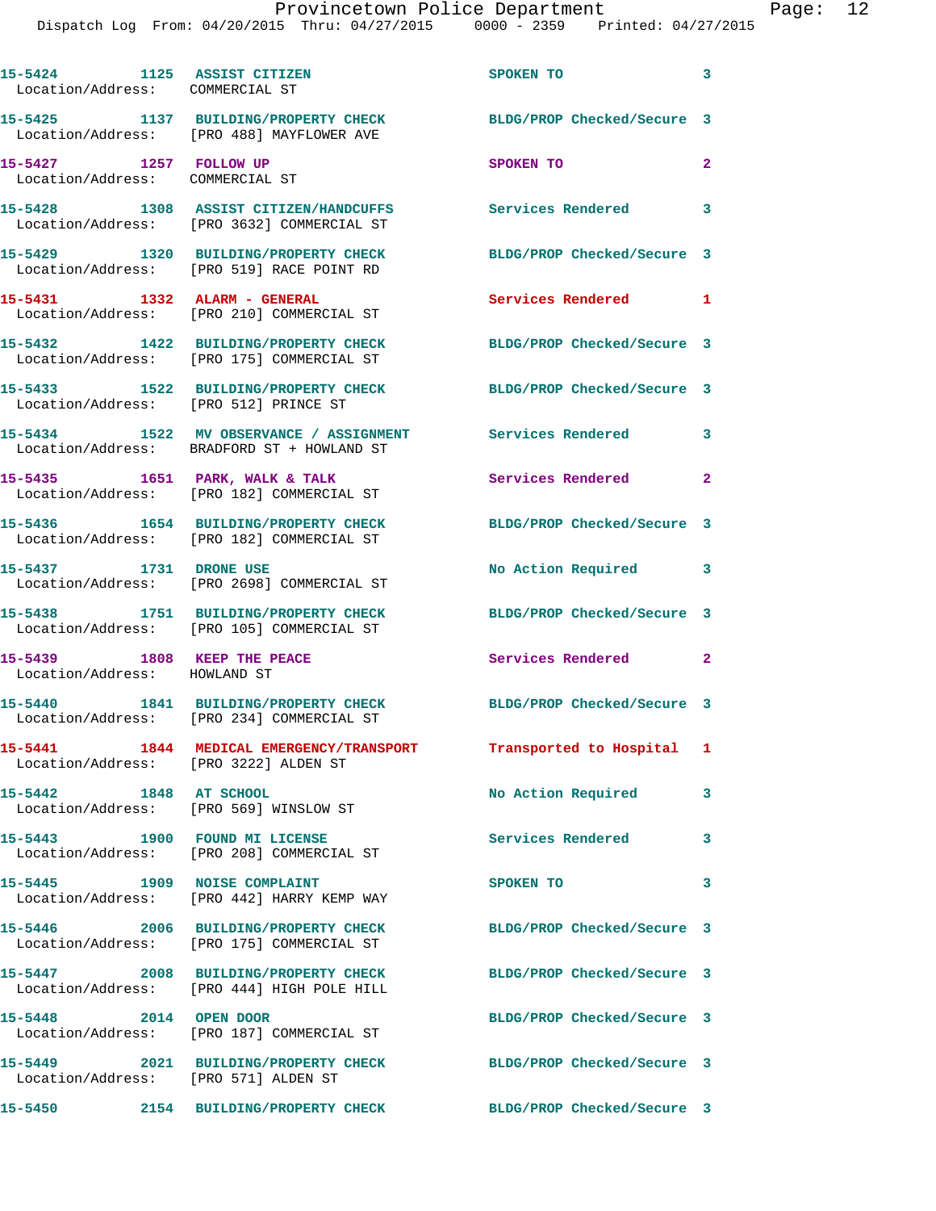15-5424 1125 ASSIST CITIZEN SPOKEN TO 3
Location/Address: COMMERCIAL ST

15-5425 1137 BUILDING/PROPERTY CHECK BLDG/PROP Checked/Secure 3
Location/Address: [PRO 488] MAYFLOWER AVE

15-5427 1257 FOLLOW UP SPOKEN TO 2
Location/Address: COMMERCIAL ST

15-5428 1308 ASSIST CITIZEN/HANDCUFFS Services Rendered 3
Location/Address: [PRO 3632] COMMERCIAL ST

15-5429 1320 BUILDING/PROPERTY CHECK BLDG/PROP Checked/Secure 3
Location/Address: [PRO 519] RACE POINT RD

15-5431 1332 ALARM - GENERAL Services Rendered 1
Location/Address: [PRO 210] COMMERCIAL ST

15-5432 1422 BUILDING/PROPERTY CHECK BLDG/PROP Checked/Secure 3
Location/Address: [PRO 175] COMMERCIAL ST

15-5433 1522 BUILDING/PROPERTY CHECK BLDG/PROP Checked/Secure 3
Location/Address: [PRO 512] PRINCE ST

15-5434 1522 MV OBSERVANCE / ASSIGNMENT Services Rendered 3
Location/Address: BRADFORD ST + HOWLAND ST

15-5435 1651 PARK, WALK & TALK Services Rendered 2
Location/Address: [PRO 182] COMMERCIAL ST

15-5436 1654 BUILDING/PROPERTY CHECK BLDG/PROP Checked/Secure 3
Location/Address: [PRO 182] COMMERCIAL ST

15-5437 1731 DRONE USE No Action Required 3
Location/Address: [PRO 2698] COMMERCIAL ST

15-5438 1751 BUILDING/PROPERTY CHECK BLDG/PROP Checked/Secure 3
Location/Address: [PRO 105] COMMERCIAL ST

15-5439 1808 KEEP THE PEACE Services Rendered 2
Location/Address: HOWLAND ST

15-5440 1841 BUILDING/PROPERTY CHECK BLDG/PROP Checked/Secure 3
Location/Address: [PRO 234] COMMERCIAL ST

15-5441 1844 MEDICAL EMERGENCY/TRANSPORT Transported to Hospital 1
Location/Address: [PRO 3222] ALDEN ST

15-5442 1848 AT SCHOOL No Action Required 3
Location/Address: [PRO 569] WINSLOW ST

15-5443 1900 FOUND MI LICENSE Services Rendered 3
Location/Address: [PRO 208] COMMERCIAL ST

15-5445 1909 NOISE COMPLAINT SPOKEN TO 3
Location/Address: [PRO 442] HARRY KEMP WAY

15-5446 2006 BUILDING/PROPERTY CHECK BLDG/PROP Checked/Secure 3
Location/Address: [PRO 175] COMMERCIAL ST

15-5447 2008 BUILDING/PROPERTY CHECK BLDG/PROP Checked/Secure 3
Location/Address: [PRO 444] HIGH POLE HILL

15-5448 2014 OPEN DOOR BLDG/PROP Checked/Secure 3
Location/Address: [PRO 187] COMMERCIAL ST

15-5449 2021 BUILDING/PROPERTY CHECK BLDG/PROP Checked/Secure 3
Location/Address: [PRO 571] ALDEN ST

15-5450 2154 BUILDING/PROPERTY CHECK BLDG/PROP Checked/Secure 3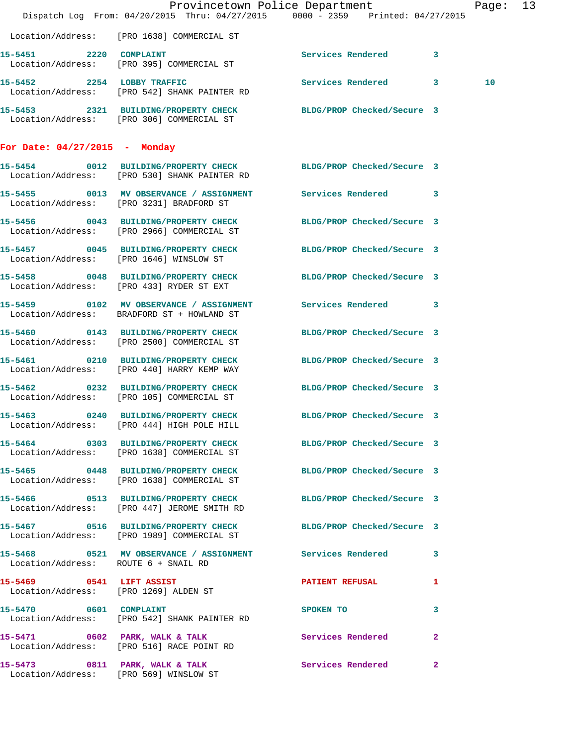Location/Address: [PRO 1638] COMMERCIAL ST

15-5451 2220 COMPLAINT Services Rendered 3
Location/Address: [PRO 395] COMMERCIAL ST

15-5452 2254 LOBBY TRAFFIC Services Rendered 3 10
Location/Address: [PRO 542] SHANK PAINTER RD

15-5453 2321 BUILDING/PROPERTY CHECK BLDG/PROP Checked/Secure 3
Location/Address: [PRO 306] COMMERCIAL ST

**For Date: 04/27/2015 - Monday**

15-5454 0012 BUILDING/PROPERTY CHECK BLDG/PROP Checked/Secure 3
Location/Address: [PRO 530] SHANK PAINTER RD

15-5455 0013 MV OBSERVANCE / ASSIGNMENT Services Rendered 3
Location/Address: [PRO 3231] BRADFORD ST

15-5456 0043 BUILDING/PROPERTY CHECK BLDG/PROP Checked/Secure 3
Location/Address: [PRO 2966] COMMERCIAL ST

15-5457 0045 BUILDING/PROPERTY CHECK BLDG/PROP Checked/Secure 3
Location/Address: [PRO 1646] WINSLOW ST

15-5458 0048 BUILDING/PROPERTY CHECK BLDG/PROP Checked/Secure 3
Location/Address: [PRO 433] RYDER ST EXT

15-5459 0102 MV OBSERVANCE / ASSIGNMENT Services Rendered 3
Location/Address: BRADFORD ST + HOWLAND ST

15-5460 0143 BUILDING/PROPERTY CHECK BLDG/PROP Checked/Secure 3
Location/Address: [PRO 2500] COMMERCIAL ST

15-5461 0210 BUILDING/PROPERTY CHECK BLDG/PROP Checked/Secure 3
Location/Address: [PRO 440] HARRY KEMP WAY

15-5462 0232 BUILDING/PROPERTY CHECK BLDG/PROP Checked/Secure 3
Location/Address: [PRO 105] COMMERCIAL ST

15-5463 0240 BUILDING/PROPERTY CHECK BLDG/PROP Checked/Secure 3
Location/Address: [PRO 444] HIGH POLE HILL

15-5464 0303 BUILDING/PROPERTY CHECK BLDG/PROP Checked/Secure 3
Location/Address: [PRO 1638] COMMERCIAL ST

15-5465 0448 BUILDING/PROPERTY CHECK BLDG/PROP Checked/Secure 3
Location/Address: [PRO 1638] COMMERCIAL ST

15-5466 0513 BUILDING/PROPERTY CHECK BLDG/PROP Checked/Secure 3
Location/Address: [PRO 447] JEROME SMITH RD

15-5467 0516 BUILDING/PROPERTY CHECK BLDG/PROP Checked/Secure 3
Location/Address: [PRO 1989] COMMERCIAL ST

15-5468 0521 MV OBSERVANCE / ASSIGNMENT Services Rendered 3
Location/Address: ROUTE 6 + SNAIL RD

15-5469 0541 LIFT ASSIST PATIENT REFUSAL 1
Location/Address: [PRO 1269] ALDEN ST

15-5470 0601 COMPLAINT SPOKEN TO 3
Location/Address: [PRO 542] SHANK PAINTER RD

15-5471 0602 PARK, WALK & TALK Services Rendered 2
Location/Address: [PRO 516] RACE POINT RD

15-5473 0811 PARK, WALK & TALK Services Rendered 2
Location/Address: [PRO 569] WINSLOW ST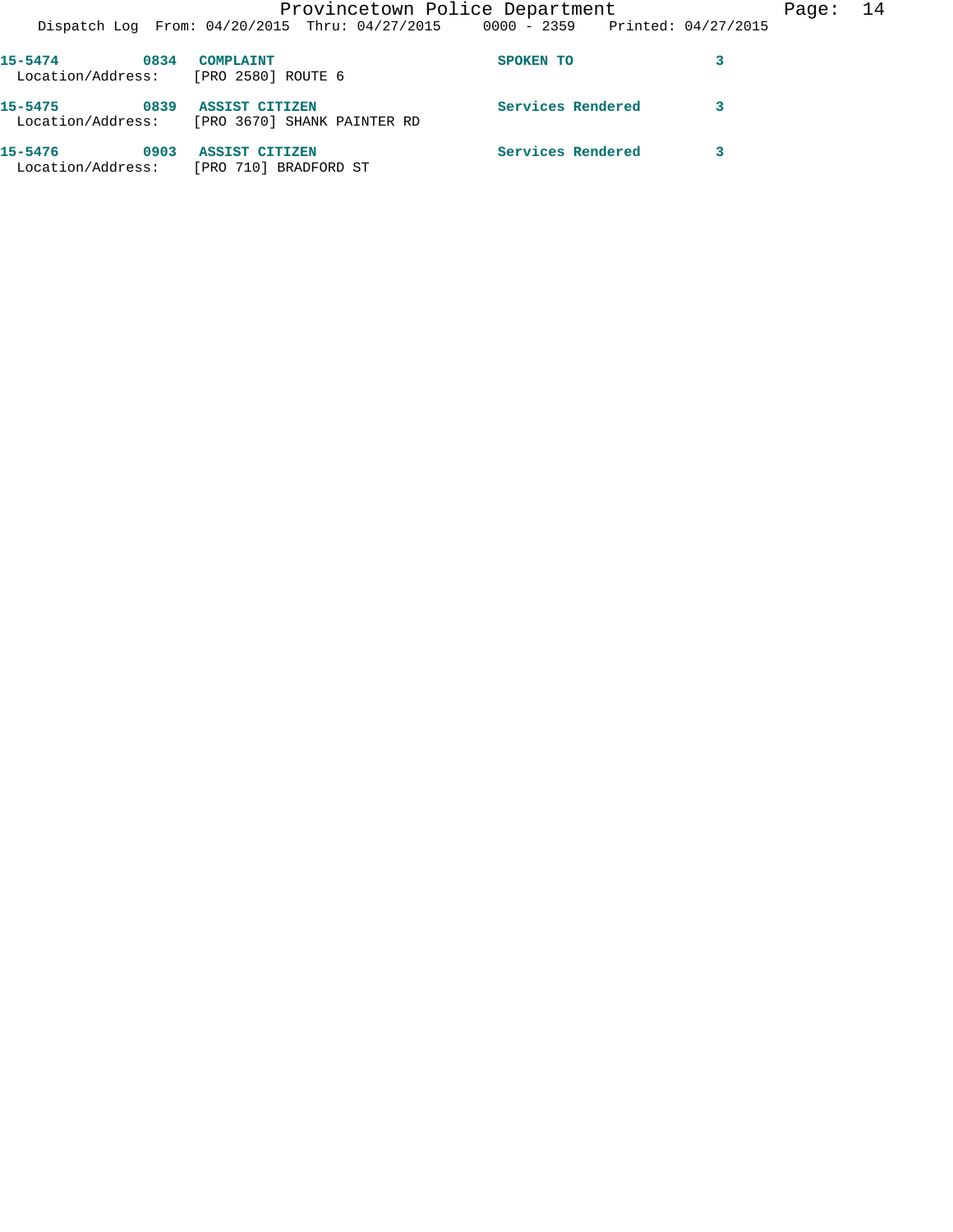**15-5474 0834 COMPLAINT** **SPOKEN TO** **3**
Location/Address: [PRO 2580] ROUTE 6

**15-5475 0839 ASSIST CITIZEN** **Services Rendered** **3**
Location/Address: [PRO 3670] SHANK PAINTER RD

**15-5476 0903 ASSIST CITIZEN** **Services Rendered** **3**
Location/Address: [PRO 710] BRADFORD ST